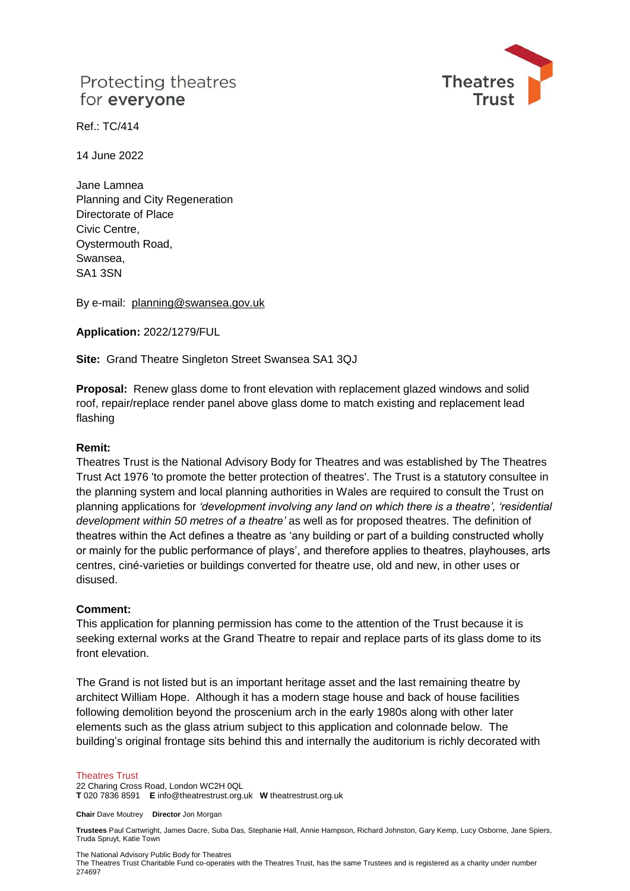Protecting theatres
for **everyone**

Theatres Trust

Ref.: TC/414

14 June 2022

Jane Lamnea
Planning and City Regeneration
Directorate of Place
Civic Centre,
Oystermouth Road,
Swansea,
SA1 3SN

By e-mail: planning@swansea.gov.uk

**Application:** 2022/1279/FUL

**Site:** Grand Theatre Singleton Street Swansea SA1 3QJ

**Proposal:** Renew glass dome to front elevation with replacement glazed windows and solid roof, repair/replace render panel above glass dome to match existing and replacement lead flashing

**Remit:**
Theatres Trust is the National Advisory Body for Theatres and was established by The Theatres Trust Act 1976 'to promote the better protection of theatres'. The Trust is a statutory consultee in the planning system and local planning authorities in Wales are required to consult the Trust on planning applications for *'development involving any land on which there is a theatre', 'residential development within 50 metres of a theatre'* as well as for proposed theatres. The definition of theatres within the Act defines a theatre as 'any building or part of a building constructed wholly or mainly for the public performance of plays', and therefore applies to theatres, playhouses, arts centres, ciné-varieties or buildings converted for theatre use, old and new, in other uses or disused.

**Comment:**
This application for planning permission has come to the attention of the Trust because it is seeking external works at the Grand Theatre to repair and replace parts of its glass dome to its front elevation.

The Grand is not listed but is an important heritage asset and the last remaining theatre by architect William Hope. Although it has a modern stage house and back of house facilities following demolition beyond the proscenium arch in the early 1980s along with other later elements such as the glass atrium subject to this application and colonnade below. The building's original frontage sits behind this and internally the auditorium is richly decorated with

Theatres Trust
22 Charing Cross Road, London WC2H 0QL
**T** 020 7836 8591 **E** info@theatrestrust.org.uk **W** theatrestrust.org.uk

**Chair** Dave Moutrey **Director** Jon Morgan

**Trustees** Paul Cartwright, James Dacre, Suba Das, Stephanie Hall, Annie Hampson, Richard Johnston, Gary Kemp, Lucy Osborne, Jane Spiers, Truda Spruyt, Katie Town

The National Advisory Public Body for Theatres
The Theatres Trust Charitable Fund co-operates with the Theatres Trust, has the same Trustees and is registered as a charity under number 274697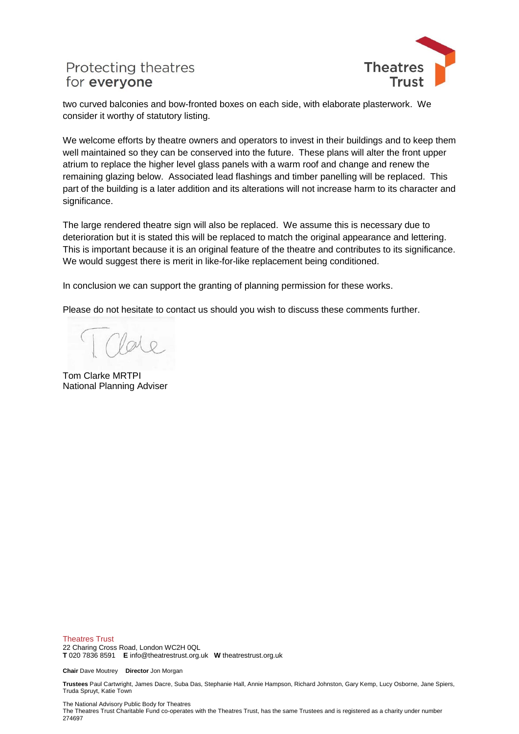two curved balconies and bow-fronted boxes on each side, with elaborate plasterwork. We consider it worthy of statutory listing.

We welcome efforts by theatre owners and operators to invest in their buildings and to keep them well maintained so they can be conserved into the future. These plans will alter the front upper atrium to replace the higher level glass panels with a warm roof and change and renew the remaining glazing below. Associated lead flashings and timber panelling will be replaced. This part of the building is a later addition and its alterations will not increase harm to its character and significance.

The large rendered theatre sign will also be replaced. We assume this is necessary due to deterioration but it is stated this will be replaced to match the original appearance and lettering. This is important because it is an original feature of the theatre and contributes to its significance. We would suggest there is merit in like-for-like replacement being conditioned.

In conclusion we can support the granting of planning permission for these works.

Please do not hesitate to contact us should you wish to discuss these comments further.

T Clarke

Tom Clarke MRTPI
National Planning Adviser

Theatres Trust
22 Charing Cross Road, London WC2H 0QL
**T** 020 7836 8591 **E** info@theatrestrust.org.uk **W** theatrestrust.org.uk

**Chair** Dave Moutrey **Director** Jon Morgan

**Trustees** Paul Cartwright, James Dacre, Suba Das, Stephanie Hall, Annie Hampson, Richard Johnston, Gary Kemp, Lucy Osborne, Jane Spiers, Truda Spruyt, Katie Town

The National Advisory Public Body for Theatres
The Theatres Trust Charitable Fund co-operates with the Theatres Trust, has the same Trustees and is registered as a charity under number 274697